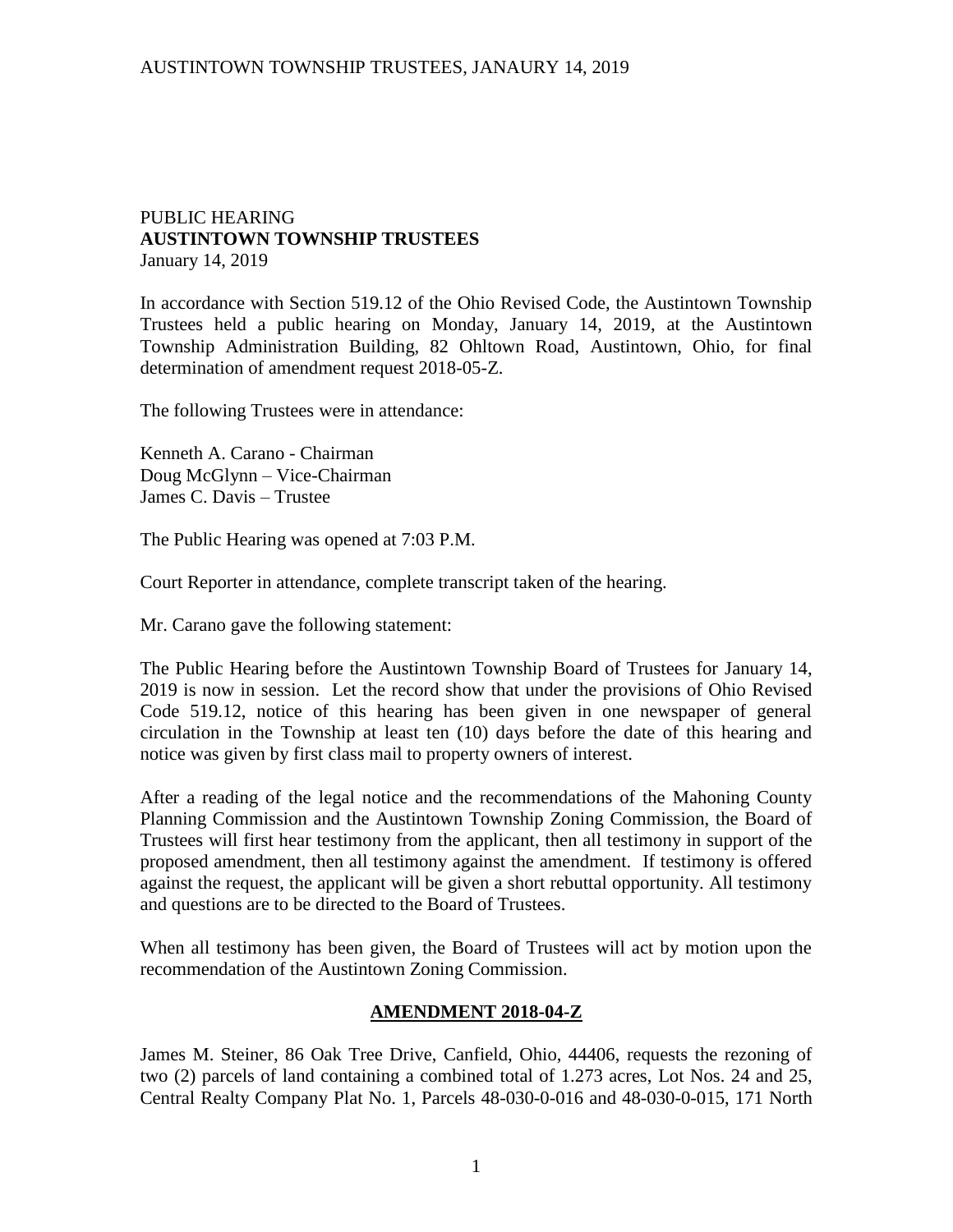PUBLIC HEARING
**AUSTINTOWN TOWNSHIP TRUSTEES**
January 14, 2019

In accordance with Section 519.12 of the Ohio Revised Code, the Austintown Township Trustees held a public hearing on Monday, January 14, 2019, at the Austintown Township Administration Building, 82 Ohltown Road, Austintown, Ohio, for final determination of amendment request 2018-05-Z.

The following Trustees were in attendance:

Kenneth A. Carano - Chairman
Doug McGlynn – Vice-Chairman
James C. Davis – Trustee

The Public Hearing was opened at 7:03 P.M.

Court Reporter in attendance, complete transcript taken of the hearing.

Mr. Carano gave the following statement:

The Public Hearing before the Austintown Township Board of Trustees for January 14, 2019 is now in session. Let the record show that under the provisions of Ohio Revised Code 519.12, notice of this hearing has been given in one newspaper of general circulation in the Township at least ten (10) days before the date of this hearing and notice was given by first class mail to property owners of interest.

After a reading of the legal notice and the recommendations of the Mahoning County Planning Commission and the Austintown Township Zoning Commission, the Board of Trustees will first hear testimony from the applicant, then all testimony in support of the proposed amendment, then all testimony against the amendment. If testimony is offered against the request, the applicant will be given a short rebuttal opportunity. All testimony and questions are to be directed to the Board of Trustees.

When all testimony has been given, the Board of Trustees will act by motion upon the recommendation of the Austintown Zoning Commission.

## **AMENDMENT 2018-04-Z**

James M. Steiner, 86 Oak Tree Drive, Canfield, Ohio, 44406, requests the rezoning of two (2) parcels of land containing a combined total of 1.273 acres, Lot Nos. 24 and 25, Central Realty Company Plat No. 1, Parcels 48-030-0-016 and 48-030-0-015, 171 North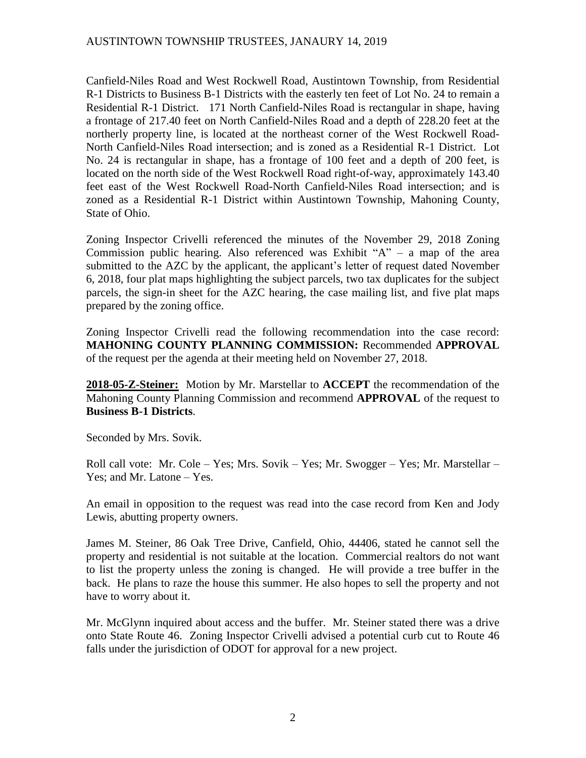Canfield-Niles Road and West Rockwell Road, Austintown Township, from Residential R-1 Districts to Business B-1 Districts with the easterly ten feet of Lot No. 24 to remain a Residential R-1 District. 171 North Canfield-Niles Road is rectangular in shape, having a frontage of 217.40 feet on North Canfield-Niles Road and a depth of 228.20 feet at the northerly property line, is located at the northeast corner of the West Rockwell Road-North Canfield-Niles Road intersection; and is zoned as a Residential R-1 District. Lot No. 24 is rectangular in shape, has a frontage of 100 feet and a depth of 200 feet, is located on the north side of the West Rockwell Road right-of-way, approximately 143.40 feet east of the West Rockwell Road-North Canfield-Niles Road intersection; and is zoned as a Residential R-1 District within Austintown Township, Mahoning County, State of Ohio.

Zoning Inspector Crivelli referenced the minutes of the November 29, 2018 Zoning Commission public hearing. Also referenced was Exhibit "A" – a map of the area submitted to the AZC by the applicant, the applicant's letter of request dated November 6, 2018, four plat maps highlighting the subject parcels, two tax duplicates for the subject parcels, the sign-in sheet for the AZC hearing, the case mailing list, and five plat maps prepared by the zoning office.

Zoning Inspector Crivelli read the following recommendation into the case record: **MAHONING COUNTY PLANNING COMMISSION:** Recommended **APPROVAL** of the request per the agenda at their meeting held on November 27, 2018.

**2018-05-Z-Steiner:** Motion by Mr. Marstellar to **ACCEPT** the recommendation of the Mahoning County Planning Commission and recommend **APPROVAL** of the request to **Business B-1 Districts**.

Seconded by Mrs. Sovik.

Roll call vote: Mr. Cole – Yes; Mrs. Sovik – Yes; Mr. Swogger – Yes; Mr. Marstellar – Yes; and Mr. Latone – Yes.

An email in opposition to the request was read into the case record from Ken and Jody Lewis, abutting property owners.

James M. Steiner, 86 Oak Tree Drive, Canfield, Ohio, 44406, stated he cannot sell the property and residential is not suitable at the location. Commercial realtors do not want to list the property unless the zoning is changed. He will provide a tree buffer in the back. He plans to raze the house this summer. He also hopes to sell the property and not have to worry about it.

Mr. McGlynn inquired about access and the buffer. Mr. Steiner stated there was a drive onto State Route 46. Zoning Inspector Crivelli advised a potential curb cut to Route 46 falls under the jurisdiction of ODOT for approval for a new project.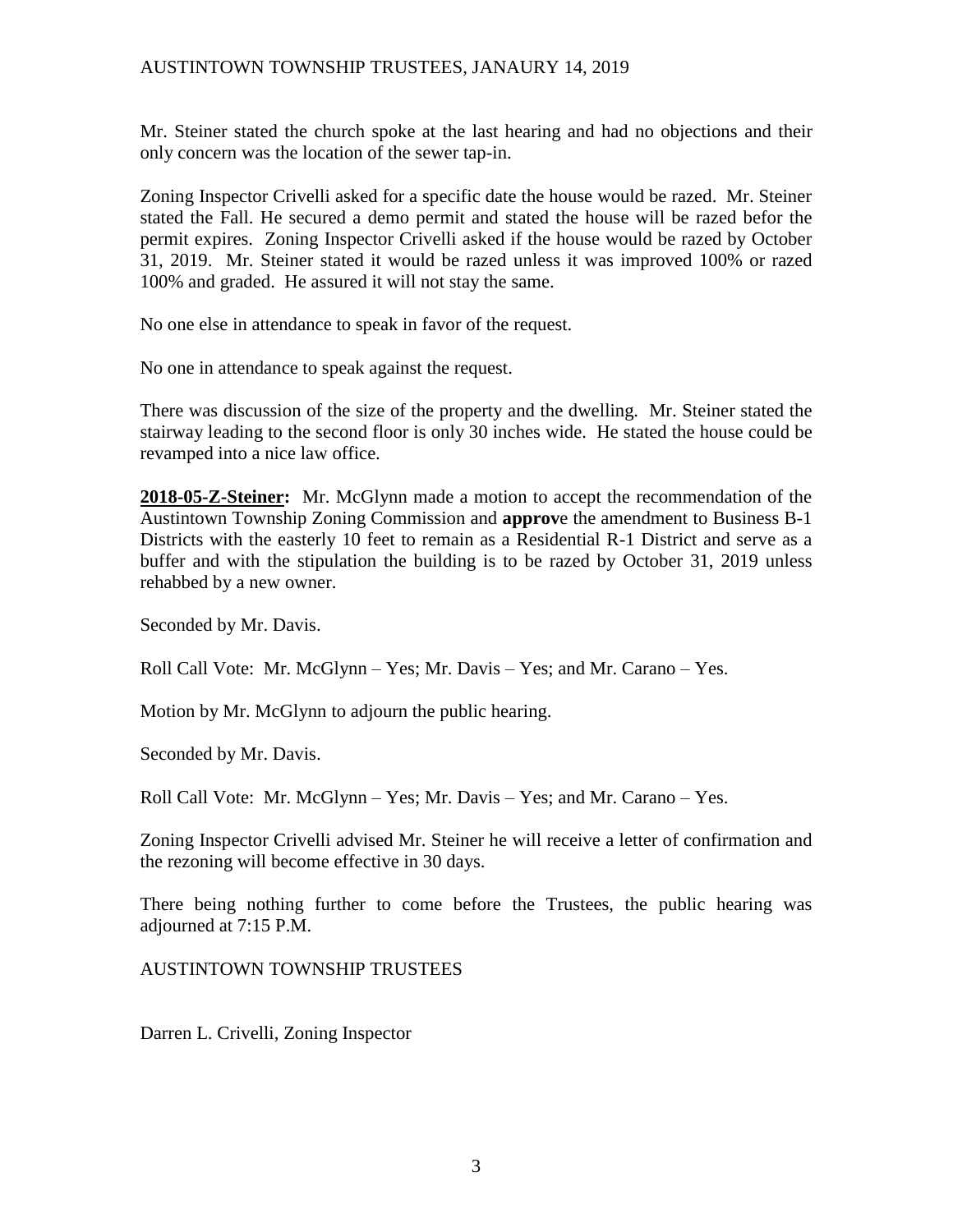Mr. Steiner stated the church spoke at the last hearing and had no objections and their only concern was the location of the sewer tap-in.

Zoning Inspector Crivelli asked for a specific date the house would be razed. Mr. Steiner stated the Fall. He secured a demo permit and stated the house will be razed befor the permit expires. Zoning Inspector Crivelli asked if the house would be razed by October 31, 2019. Mr. Steiner stated it would be razed unless it was improved 100% or razed 100% and graded. He assured it will not stay the same.

No one else in attendance to speak in favor of the request.

No one in attendance to speak against the request.

There was discussion of the size of the property and the dwelling. Mr. Steiner stated the stairway leading to the second floor is only 30 inches wide. He stated the house could be revamped into a nice law office.

**2018-05-Z-Steiner:** Mr. McGlynn made a motion to accept the recommendation of the Austintown Township Zoning Commission and **approv**e the amendment to Business B-1 Districts with the easterly 10 feet to remain as a Residential R-1 District and serve as a buffer and with the stipulation the building is to be razed by October 31, 2019 unless rehabbed by a new owner.

Seconded by Mr. Davis.

Roll Call Vote: Mr. McGlynn – Yes; Mr. Davis – Yes; and Mr. Carano – Yes.

Motion by Mr. McGlynn to adjourn the public hearing.

Seconded by Mr. Davis.

Roll Call Vote: Mr. McGlynn – Yes; Mr. Davis – Yes; and Mr. Carano – Yes.

Zoning Inspector Crivelli advised Mr. Steiner he will receive a letter of confirmation and the rezoning will become effective in 30 days.

There being nothing further to come before the Trustees, the public hearing was adjourned at 7:15 P.M.

AUSTINTOWN TOWNSHIP TRUSTEES

Darren L. Crivelli, Zoning Inspector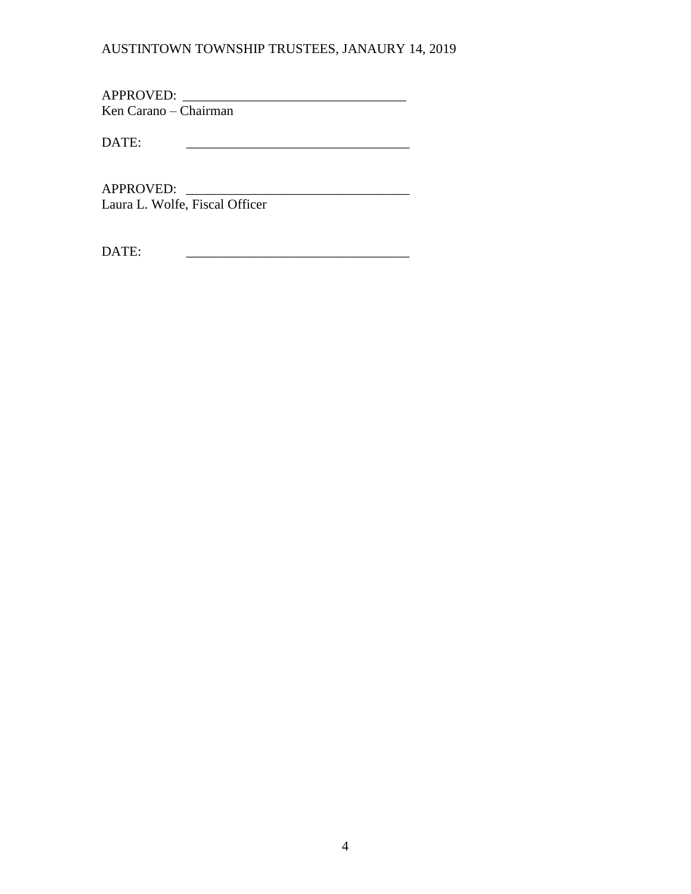APPROVED: _________________________________
Ken Carano – Chairman

DATE: _________________________________

APPROVED: _________________________________
Laura L. Wolfe, Fiscal Officer

DATE: _________________________________